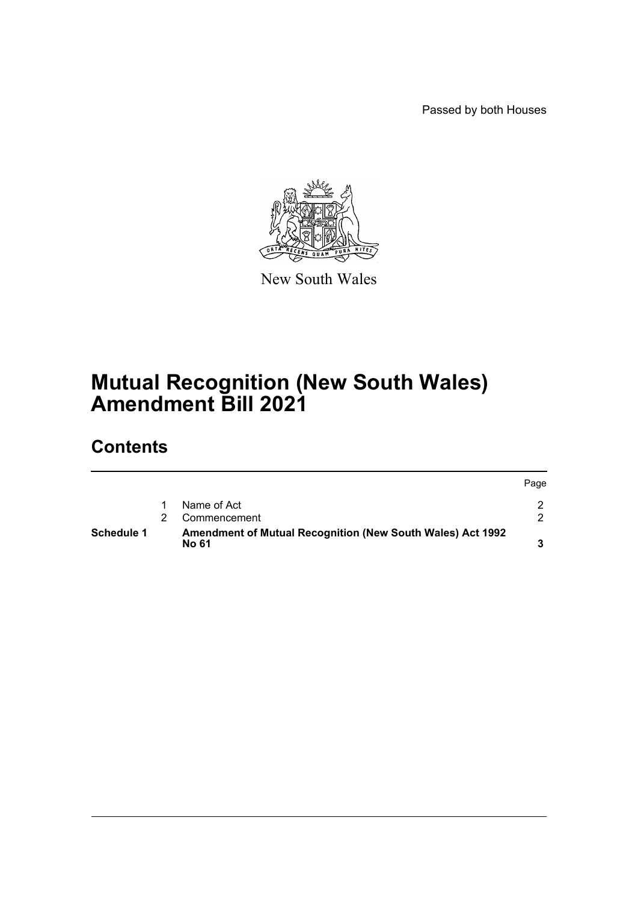Passed by both Houses

New South Wales

# Mutual Recognition (New South Wales) Amendment Bill 2021

## Contents

| | | | Page |
|---|---|---|---|
| | 1 | Name of Act | 2 |
| | 2 | Commencement | 2 |
| **Schedule 1** | | **Amendment of Mutual Recognition (New South Wales) Act 1992 No 61** | **3** |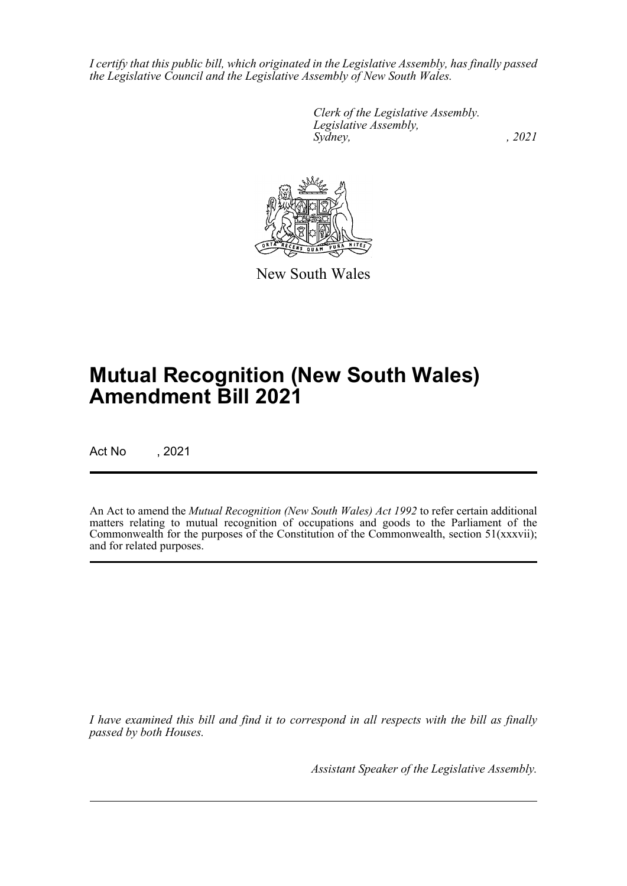*I certify that this public bill, which originated in the Legislative Assembly, has finally passed the Legislative Council and the Legislative Assembly of New South Wales.*

*Clerk of the Legislative Assembly.*
*Legislative Assembly,*
*Sydney, , 2021*

New South Wales

# Mutual Recognition (New South Wales) Amendment Bill 2021

Act No , 2021

An Act to amend the *Mutual Recognition (New South Wales) Act 1992* to refer certain additional matters relating to mutual recognition of occupations and goods to the Parliament of the Commonwealth for the purposes of the Constitution of the Commonwealth, section 51(xxxvii); and for related purposes.

*I have examined this bill and find it to correspond in all respects with the bill as finally passed by both Houses.*

*Assistant Speaker of the Legislative Assembly.*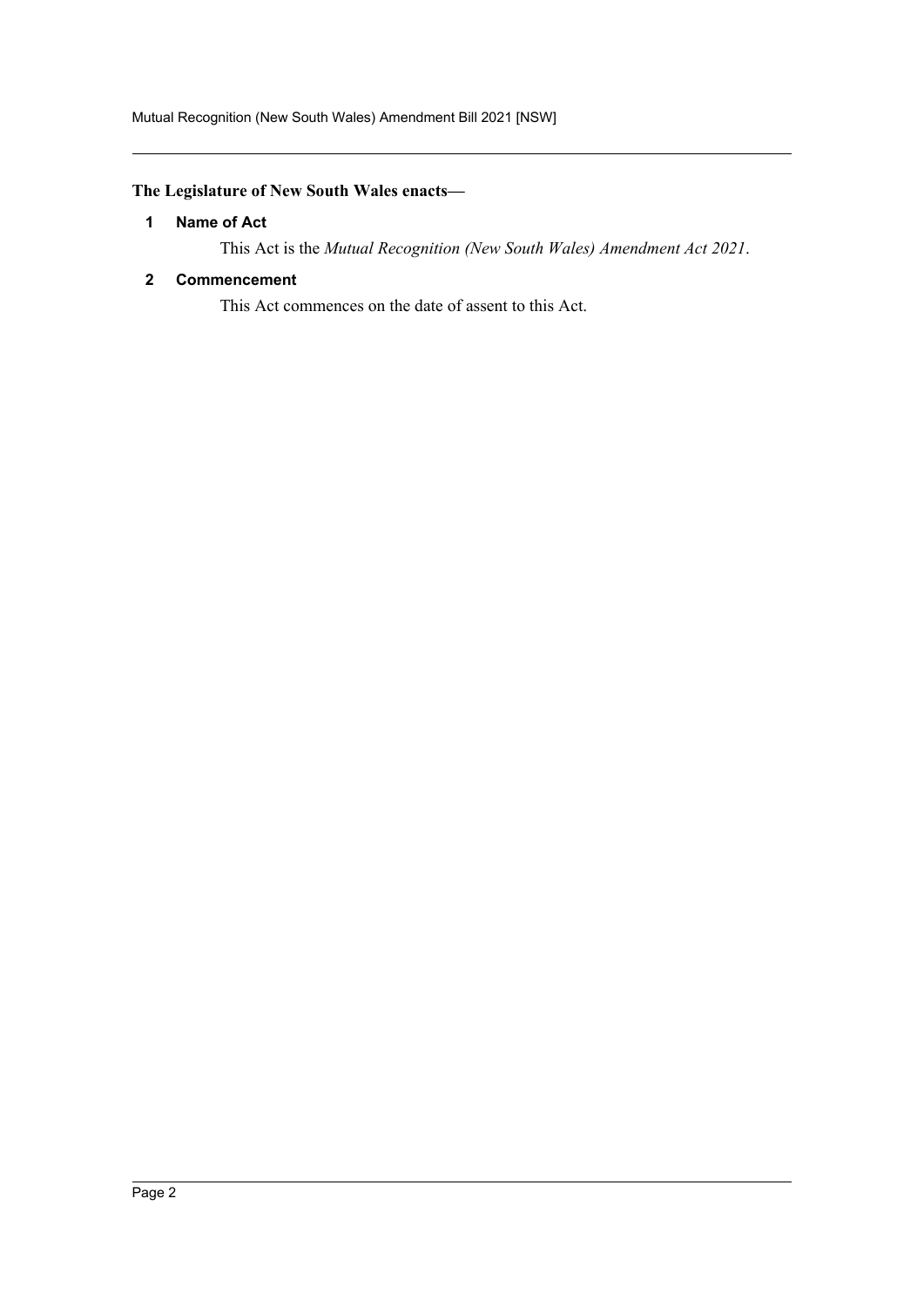**The Legislature of New South Wales enacts—**

### 1 Name of Act

This Act is the *Mutual Recognition (New South Wales) Amendment Act 2021*.

### 2 Commencement

This Act commences on the date of assent to this Act.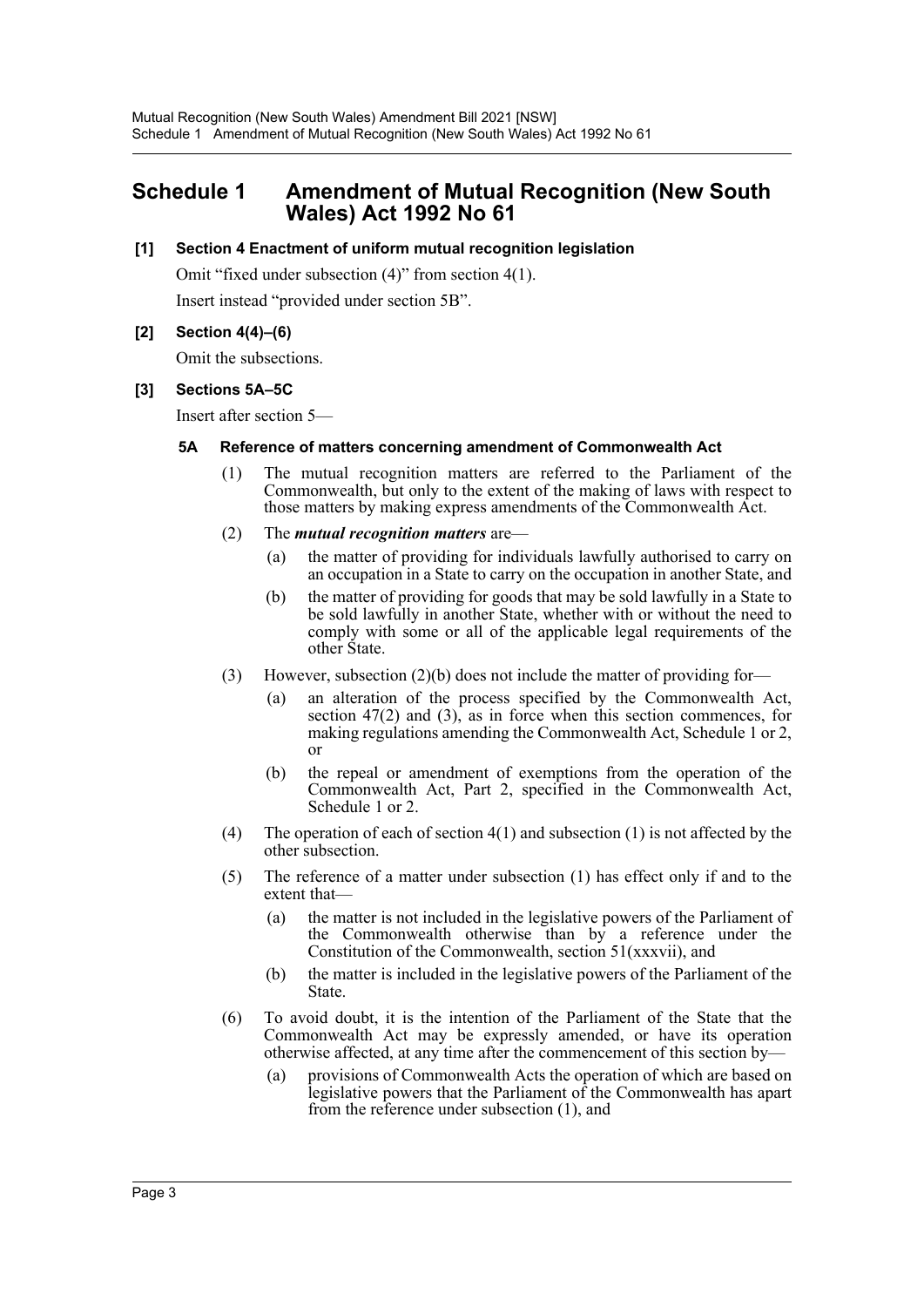# Schedule 1 Amendment of Mutual Recognition (New South Wales) Act 1992 No 61

**[1] Section 4 Enactment of uniform mutual recognition legislation**

Omit "fixed under subsection (4)" from section 4(1).

Insert instead "provided under section 5B".

**[2] Section 4(4)–(6)**

Omit the subsections.

**[3] Sections 5A–5C**

Insert after section 5—

**5A Reference of matters concerning amendment of Commonwealth Act**

(1) The mutual recognition matters are referred to the Parliament of the Commonwealth, but only to the extent of the making of laws with respect to those matters by making express amendments of the Commonwealth Act.

(2) The ***mutual recognition matters*** are—

(a) the matter of providing for individuals lawfully authorised to carry on an occupation in a State to carry on the occupation in another State, and

(b) the matter of providing for goods that may be sold lawfully in a State to be sold lawfully in another State, whether with or without the need to comply with some or all of the applicable legal requirements of the other State.

(3) However, subsection (2)(b) does not include the matter of providing for—

(a) an alteration of the process specified by the Commonwealth Act, section 47(2) and (3), as in force when this section commences, for making regulations amending the Commonwealth Act, Schedule 1 or 2, or

(b) the repeal or amendment of exemptions from the operation of the Commonwealth Act, Part 2, specified in the Commonwealth Act, Schedule 1 or 2.

(4) The operation of each of section 4(1) and subsection (1) is not affected by the other subsection.

(5) The reference of a matter under subsection (1) has effect only if and to the extent that—

(a) the matter is not included in the legislative powers of the Parliament of the Commonwealth otherwise than by a reference under the Constitution of the Commonwealth, section 51(xxxvii), and

(b) the matter is included in the legislative powers of the Parliament of the State.

(6) To avoid doubt, it is the intention of the Parliament of the State that the Commonwealth Act may be expressly amended, or have its operation otherwise affected, at any time after the commencement of this section by—

(a) provisions of Commonwealth Acts the operation of which are based on legislative powers that the Parliament of the Commonwealth has apart from the reference under subsection (1), and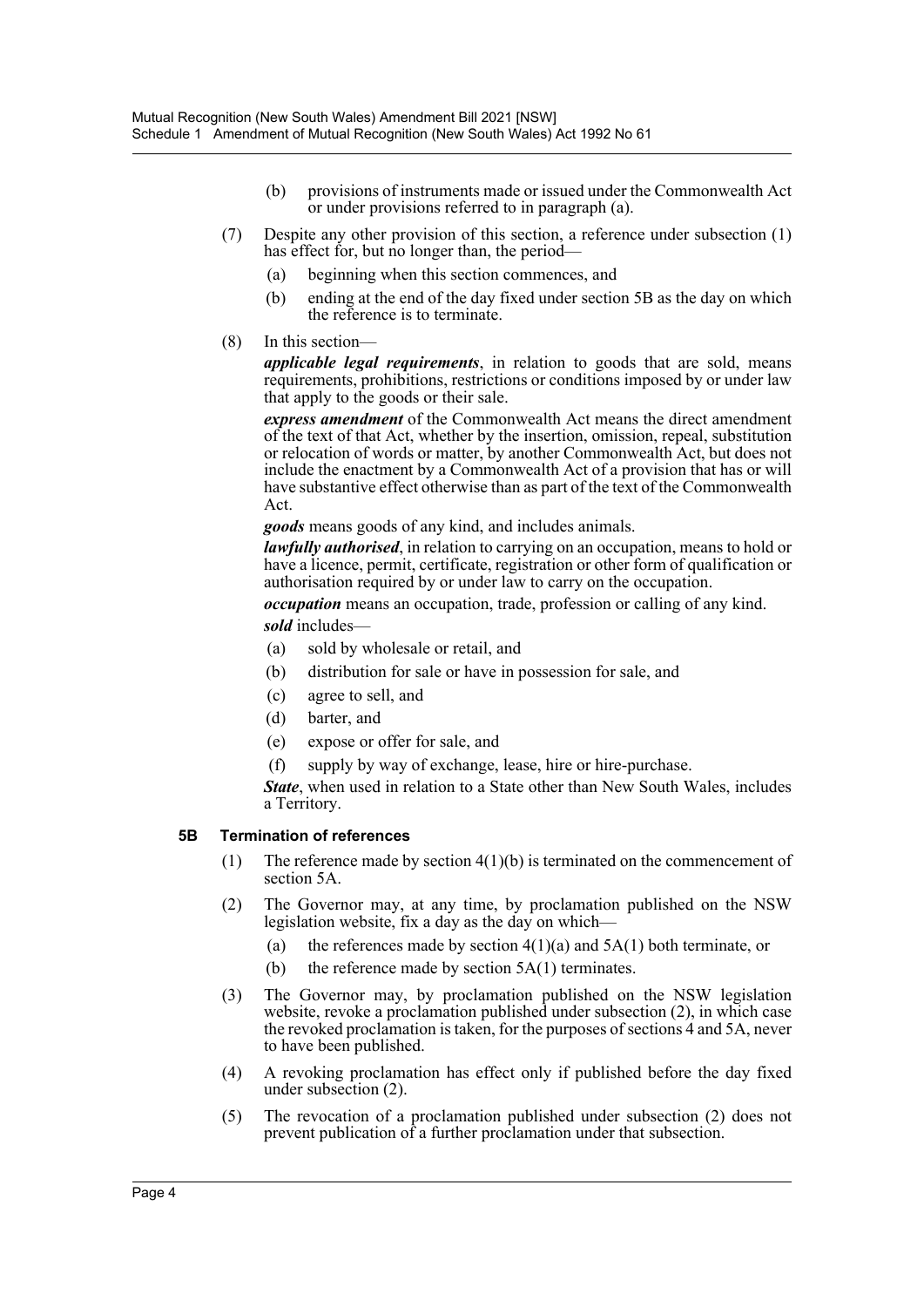(b) provisions of instruments made or issued under the Commonwealth Act or under provisions referred to in paragraph (a).

(7) Despite any other provision of this section, a reference under subsection (1) has effect for, but no longer than, the period—

(a) beginning when this section commences, and

(b) ending at the end of the day fixed under section 5B as the day on which the reference is to terminate.

(8) In this section—

***applicable legal requirements***, in relation to goods that are sold, means requirements, prohibitions, restrictions or conditions imposed by or under law that apply to the goods or their sale.

***express amendment*** of the Commonwealth Act means the direct amendment of the text of that Act, whether by the insertion, omission, repeal, substitution or relocation of words or matter, by another Commonwealth Act, but does not include the enactment by a Commonwealth Act of a provision that has or will have substantive effect otherwise than as part of the text of the Commonwealth Act.

***goods*** means goods of any kind, and includes animals.

***lawfully authorised***, in relation to carrying on an occupation, means to hold or have a licence, permit, certificate, registration or other form of qualification or authorisation required by or under law to carry on the occupation.

***occupation*** means an occupation, trade, profession or calling of any kind.

***sold*** includes—

(a) sold by wholesale or retail, and

(b) distribution for sale or have in possession for sale, and

(c) agree to sell, and

(d) barter, and

(e) expose or offer for sale, and

(f) supply by way of exchange, lease, hire or hire-purchase.

***State***, when used in relation to a State other than New South Wales, includes a Territory.

### 5B Termination of references

(1) The reference made by section 4(1)(b) is terminated on the commencement of section 5A.

(2) The Governor may, at any time, by proclamation published on the NSW legislation website, fix a day as the day on which—

(a) the references made by section 4(1)(a) and 5A(1) both terminate, or

(b) the reference made by section 5A(1) terminates.

(3) The Governor may, by proclamation published on the NSW legislation website, revoke a proclamation published under subsection (2), in which case the revoked proclamation is taken, for the purposes of sections 4 and 5A, never to have been published.

(4) A revoking proclamation has effect only if published before the day fixed under subsection (2).

(5) The revocation of a proclamation published under subsection (2) does not prevent publication of a further proclamation under that subsection.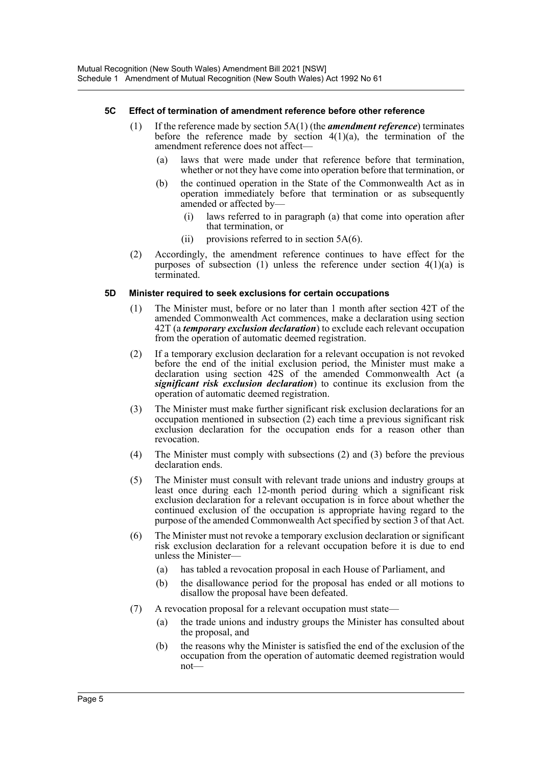### 5C Effect of termination of amendment reference before other reference

(1) If the reference made by section 5A(1) (the ***amendment reference***) terminates before the reference made by section 4(1)(a), the termination of the amendment reference does not affect—

(a) laws that were made under that reference before that termination, whether or not they have come into operation before that termination, or

(b) the continued operation in the State of the Commonwealth Act as in operation immediately before that termination or as subsequently amended or affected by—

(i) laws referred to in paragraph (a) that come into operation after that termination, or

(ii) provisions referred to in section 5A(6).

(2) Accordingly, the amendment reference continues to have effect for the purposes of subsection (1) unless the reference under section 4(1)(a) is terminated.

### 5D Minister required to seek exclusions for certain occupations

(1) The Minister must, before or no later than 1 month after section 42T of the amended Commonwealth Act commences, make a declaration using section 42T (a ***temporary exclusion declaration***) to exclude each relevant occupation from the operation of automatic deemed registration.

(2) If a temporary exclusion declaration for a relevant occupation is not revoked before the end of the initial exclusion period, the Minister must make a declaration using section 42S of the amended Commonwealth Act (a ***significant risk exclusion declaration***) to continue its exclusion from the operation of automatic deemed registration.

(3) The Minister must make further significant risk exclusion declarations for an occupation mentioned in subsection (2) each time a previous significant risk exclusion declaration for the occupation ends for a reason other than revocation.

(4) The Minister must comply with subsections (2) and (3) before the previous declaration ends.

(5) The Minister must consult with relevant trade unions and industry groups at least once during each 12-month period during which a significant risk exclusion declaration for a relevant occupation is in force about whether the continued exclusion of the occupation is appropriate having regard to the purpose of the amended Commonwealth Act specified by section 3 of that Act.

(6) The Minister must not revoke a temporary exclusion declaration or significant risk exclusion declaration for a relevant occupation before it is due to end unless the Minister—

(a) has tabled a revocation proposal in each House of Parliament, and

(b) the disallowance period for the proposal has ended or all motions to disallow the proposal have been defeated.

(7) A revocation proposal for a relevant occupation must state—

(a) the trade unions and industry groups the Minister has consulted about the proposal, and

(b) the reasons why the Minister is satisfied the end of the exclusion of the occupation from the operation of automatic deemed registration would not—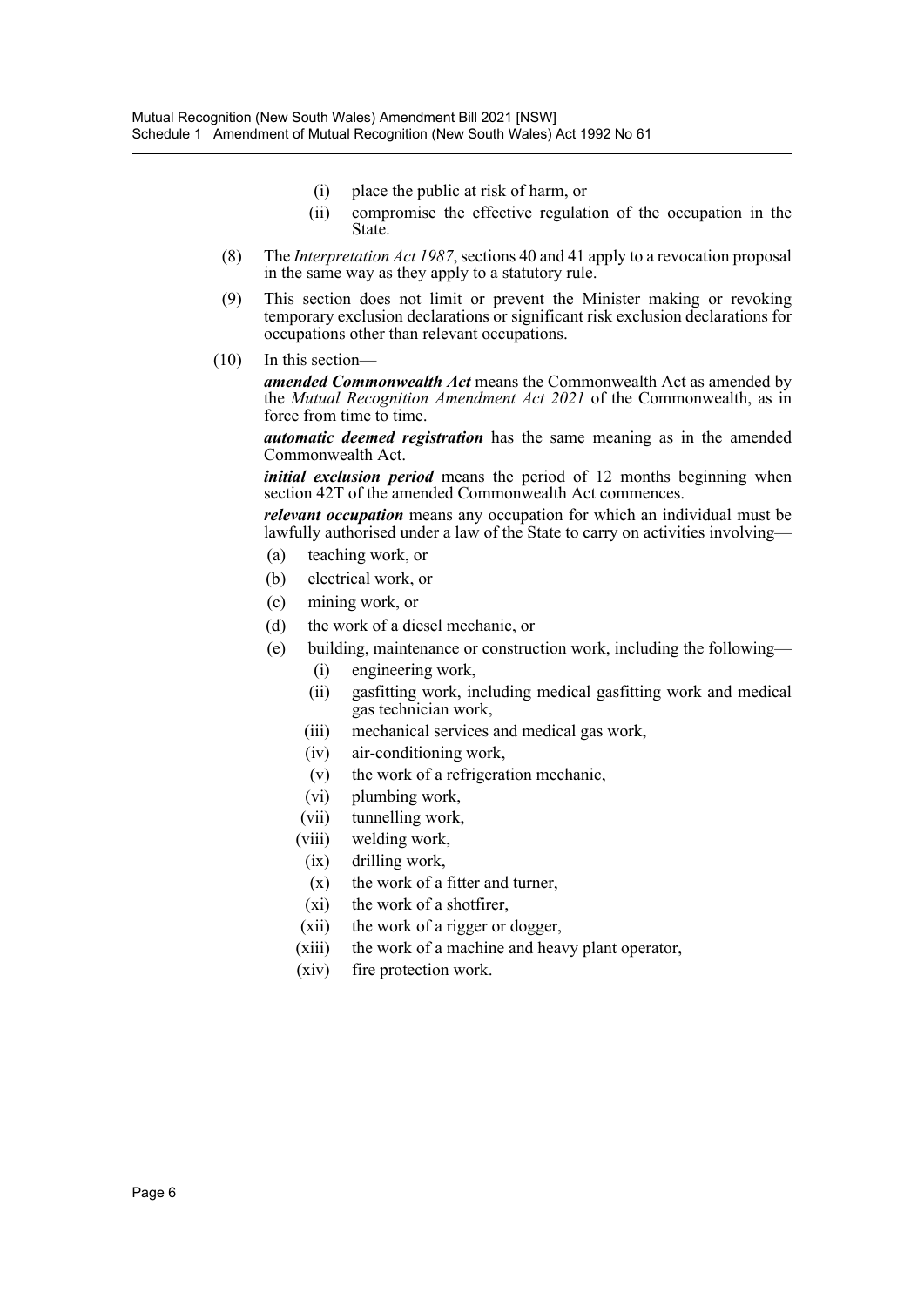(i) place the public at risk of harm, or

(ii) compromise the effective regulation of the occupation in the State.

(8) The *Interpretation Act 1987*, sections 40 and 41 apply to a revocation proposal in the same way as they apply to a statutory rule.

(9) This section does not limit or prevent the Minister making or revoking temporary exclusion declarations or significant risk exclusion declarations for occupations other than relevant occupations.

(10) In this section—

***amended Commonwealth Act*** means the Commonwealth Act as amended by the *Mutual Recognition Amendment Act 2021* of the Commonwealth, as in force from time to time.

***automatic deemed registration*** has the same meaning as in the amended Commonwealth Act.

***initial exclusion period*** means the period of 12 months beginning when section 42T of the amended Commonwealth Act commences.

***relevant occupation*** means any occupation for which an individual must be lawfully authorised under a law of the State to carry on activities involving—

(a) teaching work, or

(b) electrical work, or

(c) mining work, or

(d) the work of a diesel mechanic, or

(e) building, maintenance or construction work, including the following—

(i) engineering work,

(ii) gasfitting work, including medical gasfitting work and medical gas technician work,

(iii) mechanical services and medical gas work,

(iv) air-conditioning work,

(v) the work of a refrigeration mechanic,

(vi) plumbing work,

(vii) tunnelling work,

(viii) welding work,

(ix) drilling work,

(x) the work of a fitter and turner,

(xi) the work of a shotfirer,

(xii) the work of a rigger or dogger,

(xiii) the work of a machine and heavy plant operator,

(xiv) fire protection work.